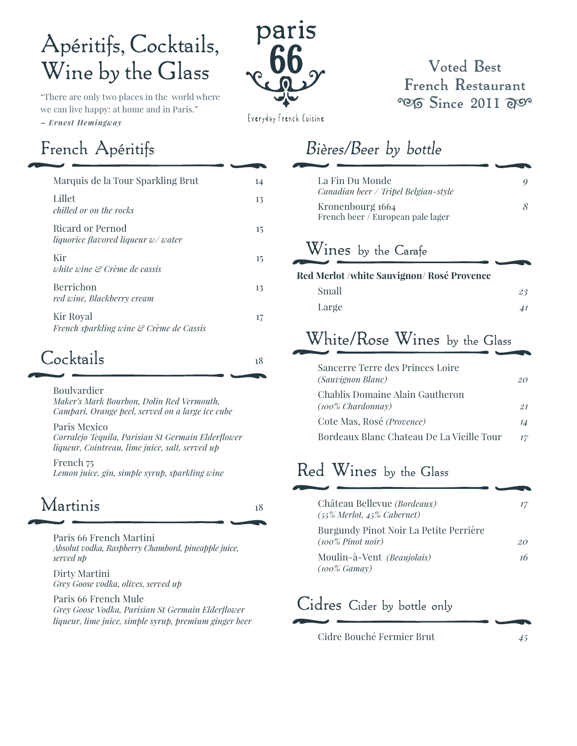# Apéritifs, Cocktails, Wine by the Glass

"There are only two places in the world where we can live happy: at home and in Paris."
*– **Ernest Hemingway***

paris 66
Everyday French Cuisine

**Voted Best French Restaurant Since 2011**

## French Apéritifs

| | |
|---|---|
| Marquis de la Tour Sparkling Brut | 14 |
| Lillet<br>*chilled or on the rocks* | 13 |
| Ricard or Pernod<br>*liquorice flavored liqueur w/ water* | 15 |
| Kir<br>*white wine & Crème de cassis* | 15 |
| Berrichon<br>*red wine, Blackberry cream* | 13 |
| Kir Royal<br>*French sparkling wine & Crème de Cassis* | 17 |

## Cocktails — 18

Boulvardier
*Maker's Mark Bourbon, Dolin Red Vermouth, Campari, Orange peel, served on a large ice cube*

Paris Mexico
*Corralejo Tequila, Parisian St Germain Elderflower liqueur, Cointreau, lime juice, salt, served up*

French 75
*Lemon juice, gin, simple syrup, sparkling wine*

## Martinis — 18

Paris 66 French Martini
*Absolut vodka, Raspberry Chambord, pineapple juice, served up*

Dirty Martini
*Grey Goose vodka, olives, served up*

Paris 66 French Mule
*Grey Goose Vodka, Parisian St Germain Elderflower liqueur, lime juice, simple syrup, premium ginger beer*

## Bières/Beer by bottle

| | |
|---|---|
| La Fin Du Monde<br>*Canadian beer / Tripel Belgian-style* | 9 |
| Kronenbourg 1664<br>French beer / European pale lager | 8 |

## Wines by the Carafe

**Red Merlot /white Sauvignon/ Rosé Provence**

| | |
|---|---|
| Small | 23 |
| Large | 41 |

## White/Rose Wines by the Glass

| | |
|---|---|
| Sancerre Terre des Princes Loire<br>*(Sauvignon Blanc)* | 20 |
| Chablis Domaine Alain Gautheron<br>*(100% Chardonnay)* | 21 |
| Cote Mas, Rosé *(Provence)* | 14 |
| Bordeaux Blanc Chateau De La Vieille Tour | 17 |

## Red Wines by the Glass

| | |
|---|---|
| Château Bellevue *(Bordeaux)*<br>*(55% Merlot, 45% Cabernet)* | 17 |
| Burgundy Pinot Noir La Petite Perrière<br>*(100% Pinot noir)* | 20 |
| Moulin-à-Vent *(Beaujolais)*<br>*(100% Gamay)* | 16 |

## Cidres Cider by bottle only

| | |
|---|---|
| Cidre Bouché Fermier Brut | 45 |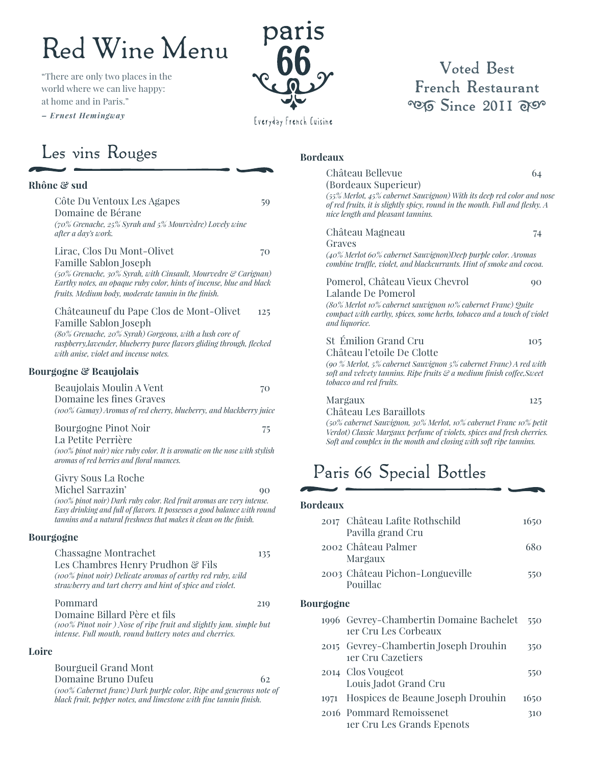# Red Wine Menu

"There are only two places in the world where we can live happy: at home and in Paris."

– ***Ernest Hemingway***

paris
**66**
Everyday French Cuisine

**Voted Best French Restaurant Since 2011**

## Les vins Rouges

### Rhône & sud

Côte Du Ventoux Les Agapes — 59
Domaine de Bérane
*(70% Grenache, 25% Syrah and 5% Mourvèdre) Lovely wine after a day's work.*

Lirac, Clos Du Mont-Olivet — 70
Famille Sablon Joseph
*(50% Grenache, 30% Syrah, with Cinsault, Mourvedre & Carignan) Earthy notes, an opaque ruby color, hints of incense, blue and black fruits. Medium body, moderate tannin in the finish.*

Châteauneuf du Pape Clos de Mont-Olivet — 125
Famille Sablon Joseph
*(80% Grenache, 20% Syrah) Gorgeous, with a lush core of raspberry,lavender, blueberry puree flavors gliding through, flecked with anise, violet and incense notes.*

### Bourgogne & Beaujolais

Beaujolais Moulin A Vent — 70
Domaine les fines Graves
*(100% Gamay) Aromas of red cherry, blueberry, and blackberry juice*

Bourgogne Pinot Noir — 75
La Petite Perrière
*(100% pinot noir) nice ruby color. It is aromatic on the nose with stylish aromas of red berries and floral nuances.*

Givry Sous La Roche — 90
Michel Sarrazin'
*(100% pinot noir) Dark ruby color. Red fruit aromas are very intense. Easy drinking and full of flavors. It possesses a good balance with round tannins and a natural freshness that makes it clean on the finish.*

### Bourgogne

Chassagne Montrachet — 135
Les Chambres Henry Prudhon & Fils
*(100% pinot noir) Delicate aromas of earthy red ruby, wild strawberry and tart cherry and hint of spice and violet.*

Pommard — 219
Domaine Billard Père et fils
*(100% Pinot noir ) Nose of ripe fruit and slightly jam. simple but intense. Full mouth, round buttery notes and cherries.*

### Loire

Bourgueil Grand Mont — 62
Domaine Bruno Dufeu
*(100% Cabernet franc) Dark purple color, Ripe and generous note of black fruit, pepper notes, and limestone with fine tannin finish.*

### Bordeaux

Château Bellevue — 64
(Bordeaux Superieur)
*(55% Merlot, 45% cabernet Sauvignon) With its deep red color and nose of red fruits, it is slightly spicy, round in the mouth. Full and fleshy. A nice length and pleasant tannins.*

Château Magneau — 74
Graves
*(40% Merlot 60% cabernet Sauvignon)Deep purple color. Aromas combine truffle, violet, and blackcurrants. Hint of smoke and cocoa.*

Pomerol, Château Vieux Chevrol — 90
Lalande De Pomerol
*(80% Merlot 10% cabernet sauvignon 10% cabernet Franc) Quite compact with earthy, spices, some herbs, tobacco and a touch of violet and liquorice.*

St Émilion Grand Cru — 105
Château l'etoile De Clotte
*(90 % Merlot, 5% cabernet Sauvignon 5% cabernet Franc) A red with soft and velvety tannins. Ripe fruits & a medium finish coffee,Sweet tobacco and red fruits.*

Margaux — 125
Château Les Baraillots
*(50% cabernet Sauvignon, 30% Merlot, 10% cabernet Franc 10% petit Verdot) Classic Margaux perfume of violets, spices and fresh cherries. Soft and complex in the mouth and closing with soft ripe tannins.*

## Paris 66 Special Bottles

### Bordeaux

| Year | Wine | Price |
|---|---|---|
| 2017 | Château Lafite Rothschild Pavilla grand Cru | 1650 |
| 2002 | Château Palmer Margaux | 680 |
| 2003 | Château Pichon-Longueville Pouillac | 550 |

### Bourgogne

| Year | Wine | Price |
|---|---|---|
| 1996 | Gevrey-Chambertin Domaine Bachelet 1er Cru Les Corbeaux | 550 |
| 2015 | Gevrey-Chambertin Joseph Drouhin 1er Cru Cazetiers | 350 |
| 2014 | Clos Vougeot Louis Jadot Grand Cru | 550 |
| 1971 | Hospices de Beaune Joseph Drouhin | 1650 |
| 2016 | Pommard Remoissenet 1er Cru Les Grands Epenots | 310 |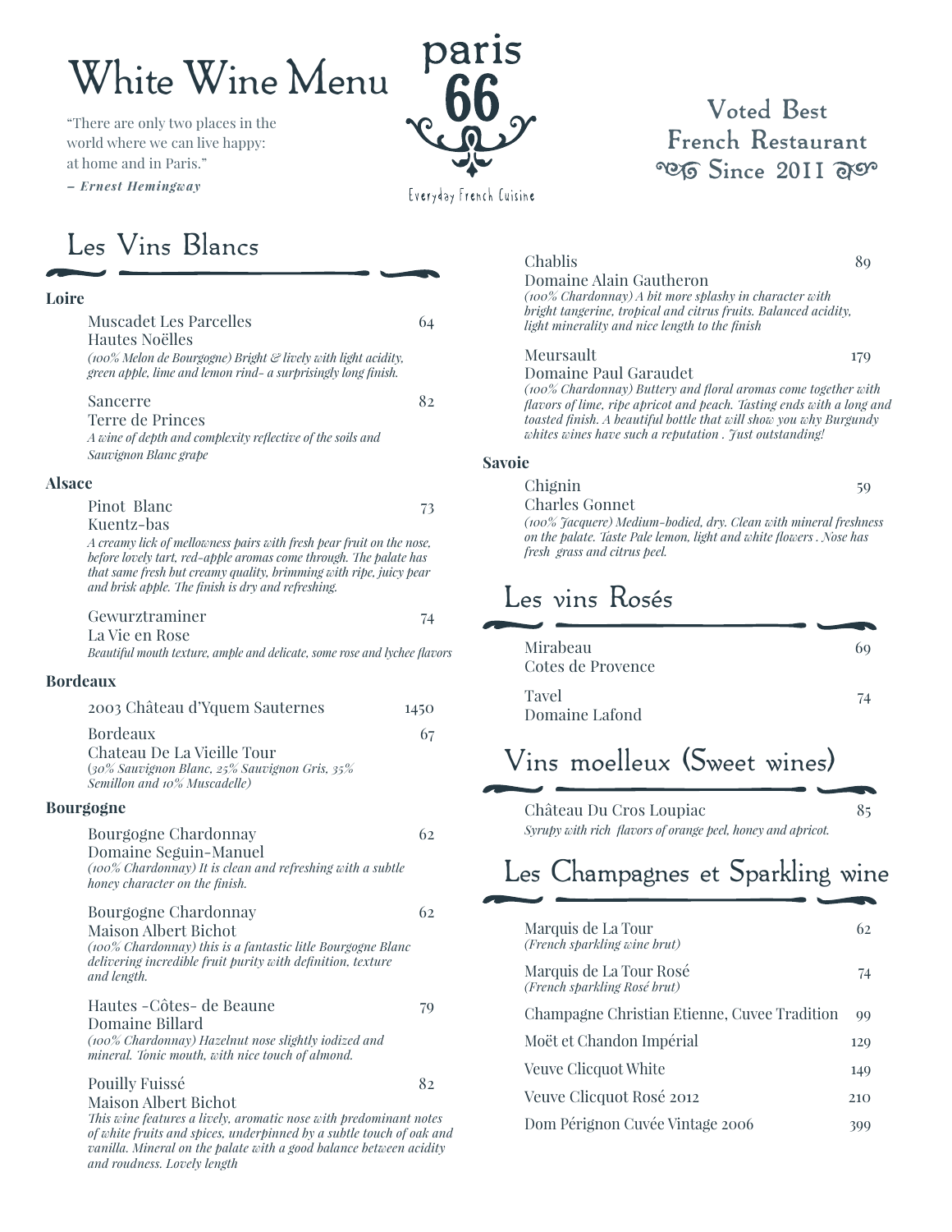# White Wine Menu

"There are only two places in the world where we can live happy: at home and in Paris."

***– Ernest Hemingway***

paris **66**

Everyday French Cuisine

Voted Best French Restaurant Since 2011

## Les Vins Blancs

### Loire

Muscadet Les Parcelles — 64
Hautes Noëlles
*(100% Melon de Bourgogne) Bright & lively with light acidity, green apple, lime and lemon rind- a surprisingly long finish.*

Sancerre — 82
Terre de Princes
*A wine of depth and complexity reflective of the soils and Sauvignon Blanc grape*

### Alsace

Pinot Blanc — 73
Kuentz-bas
*A creamy lick of mellowness pairs with fresh pear fruit on the nose, before lovely tart, red-apple aromas come through. The palate has that same fresh but creamy quality, brimming with ripe, juicy pear and brisk apple. The finish is dry and refreshing.*

Gewurztraminer — 74
La Vie en Rose
*Beautiful mouth texture, ample and delicate, some rose and lychee flavors*

### Bordeaux

2003 Château d'Yquem Sauternes — 1450

Bordeaux — 67
Chateau De La Vieille Tour
*(30% Sauvignon Blanc, 25% Sauvignon Gris, 35% Semillon and 10% Muscadelle)*

### Bourgogne

Bourgogne Chardonnay — 62
Domaine Seguin-Manuel
*(100% Chardonnay) It is clean and refreshing with a subtle honey character on the finish.*

Bourgogne Chardonnay — 62
Maison Albert Bichot
*(100% Chardonnay) this is a fantastic litle Bourgogne Blanc delivering incredible fruit purity with definition, texture and length.*

Hautes -Côtes- de Beaune — 79
Domaine Billard
*(100% Chardonnay) Hazelnut nose slightly iodized and mineral. Tonic mouth, with nice touch of almond.*

Pouilly Fuissé — 82
Maison Albert Bichot
*This wine features a lively, aromatic nose with predominant notes of white fruits and spices, underpinned by a subtle touch of oak and vanilla. Mineral on the palate with a good balance between acidity and roudness. Lovely length*

Chablis — 89
Domaine Alain Gautheron
*(100% Chardonnay) A bit more splashy in character with bright tangerine, tropical and citrus fruits. Balanced acidity, light minerality and nice length to the finish*

Meursault — 179
Domaine Paul Garaudet
*(100% Chardonnay) Buttery and floral aromas come together with flavors of lime, ripe apricot and peach. Tasting ends with a long and toasted finish. A beautiful bottle that will show you why Burgundy whites wines have such a reputation . Just outstanding!*

### Savoie

Chignin — 59
Charles Gonnet
*(100% Jacquere) Medium-bodied, dry. Clean with mineral freshness on the palate. Taste Pale lemon, light and white flowers . Nose has fresh grass and citrus peel.*

## Les vins Rosés

Mirabeau — 69
Cotes de Provence

Tavel — 74
Domaine Lafond

## Vins moelleux (Sweet wines)

Château Du Cros Loupiac — 85
*Syrupy with rich flavors of orange peel, honey and apricot.*

## Les Champagnes et Sparkling wine

Marquis de La Tour — 62
*(French sparkling wine brut)*

Marquis de La Tour Rosé — 74
*(French sparkling Rosé brut)*

Champagne Christian Etienne, Cuvee Tradition — 99

Moët et Chandon Impérial — 129

Veuve Clicquot White — 149

Veuve Clicquot Rosé 2012 — 210

Dom Pérignon Cuvée Vintage 2006 — 399